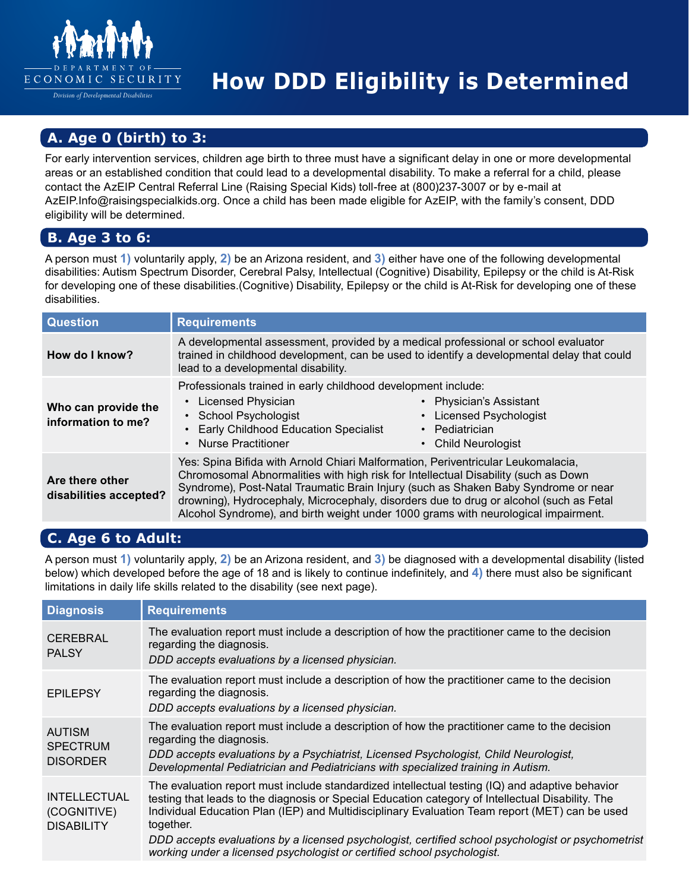DEPARTMENT OF ECONOMIC SECURITY

Division of Developmental Disabilities

# How DDD Eligibility is Determined

## A. Age 0 (birth) to 3:

For early intervention services, children age birth to three must have a significant delay in one or more developmental areas or an established condition that could lead to a developmental disability. To make a referral for a child, please contact the AzEIP Central Referral Line (Raising Special Kids) toll-free at (800)237-3007 or by e-mail at AzEIP.Info@raisingspecialkids.org. Once a child has been made eligible for AzEIP, with the family's consent, DDD eligibility will be determined.

## B. Age 3 to 6:

A person must **1)** voluntarily apply, **2)** be an Arizona resident, and **3)** either have one of the following developmental disabilities: Autism Spectrum Disorder, Cerebral Palsy, Intellectual (Cognitive) Disability, Epilepsy or the child is At-Risk for developing one of these disabilities.(Cognitive) Disability, Epilepsy or the child is At-Risk for developing one of these disabilities.

| Question | Requirements |
|---|---|
| **How do I know?** | A developmental assessment, provided by a medical professional or school evaluator trained in childhood development, can be used to identify a developmental delay that could lead to a developmental disability. |
| **Who can provide the information to me?** | Professionals trained in early childhood development include: <br>• Licensed Physician <br>• School Psychologist <br>• Early Childhood Education Specialist <br>• Nurse Practitioner <br>• Physician's Assistant <br>• Licensed Psychologist <br>• Pediatrician <br>• Child Neurologist |
| **Are there other disabilities accepted?** | Yes: Spina Bifida with Arnold Chiari Malformation, Periventricular Leukomalacia, Chromosomal Abnormalities with high risk for Intellectual Disability (such as Down Syndrome), Post-Natal Traumatic Brain Injury (such as Shaken Baby Syndrome or near drowning), Hydrocephaly, Microcephaly, disorders due to drug or alcohol (such as Fetal Alcohol Syndrome), and birth weight under 1000 grams with neurological impairment. |

## C. Age 6 to Adult:

A person must **1)** voluntarily apply, **2)** be an Arizona resident, and **3)** be diagnosed with a developmental disability (listed below) which developed before the age of 18 and is likely to continue indefinitely, and **4)** there must also be significant limitations in daily life skills related to the disability (see next page).

| Diagnosis | Requirements |
|---|---|
| CEREBRAL PALSY | The evaluation report must include a description of how the practitioner came to the decision regarding the diagnosis. <br>*DDD accepts evaluations by a licensed physician.* |
| EPILEPSY | The evaluation report must include a description of how the practitioner came to the decision regarding the diagnosis. <br>*DDD accepts evaluations by a licensed physician.* |
| AUTISM SPECTRUM DISORDER | The evaluation report must include a description of how the practitioner came to the decision regarding the diagnosis. <br>*DDD accepts evaluations by a Psychiatrist, Licensed Psychologist, Child Neurologist, Developmental Pediatrician and Pediatricians with specialized training in Autism.* |
| INTELLECTUAL (COGNITIVE) DISABILITY | The evaluation report must include standardized intellectual testing (IQ) and adaptive behavior testing that leads to the diagnosis or Special Education category of Intellectual Disability. The Individual Education Plan (IEP) and Multidisciplinary Evaluation Team report (MET) can be used together. <br>*DDD accepts evaluations by a licensed psychologist, certified school psychologist or psychometrist working under a licensed psychologist or certified school psychologist.* |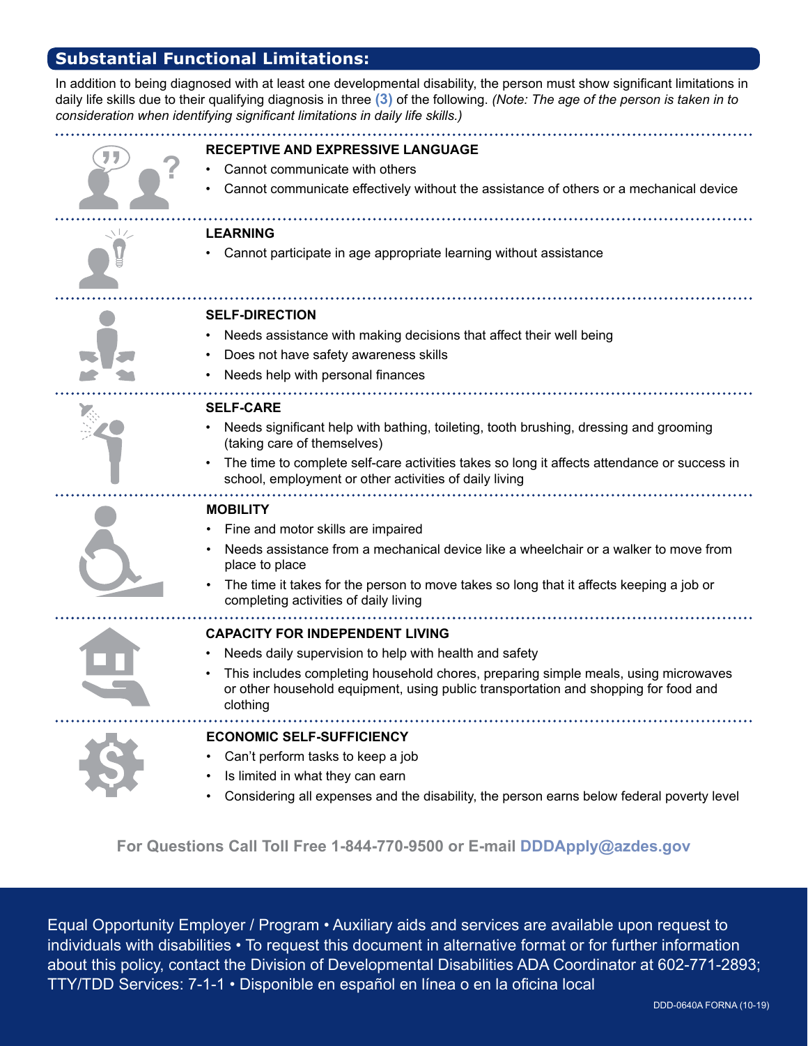## Substantial Functional Limitations:

In addition to being diagnosed with at least one developmental disability, the person must show significant limitations in daily life skills due to their qualifying diagnosis in three **(3)** of the following. *(Note: The age of the person is taken in to consideration when identifying significant limitations in daily life skills.)*

### RECEPTIVE AND EXPRESSIVE LANGUAGE

- Cannot communicate with others
- Cannot communicate effectively without the assistance of others or a mechanical device

### LEARNING

- Cannot participate in age appropriate learning without assistance

### SELF-DIRECTION

- Needs assistance with making decisions that affect their well being
- Does not have safety awareness skills
- Needs help with personal finances

### SELF-CARE

- Needs significant help with bathing, toileting, tooth brushing, dressing and grooming (taking care of themselves)
- The time to complete self-care activities takes so long it affects attendance or success in school, employment or other activities of daily living

### MOBILITY

- Fine and motor skills are impaired
- Needs assistance from a mechanical device like a wheelchair or a walker to move from place to place
- The time it takes for the person to move takes so long that it affects keeping a job or completing activities of daily living

### CAPACITY FOR INDEPENDENT LIVING

- Needs daily supervision to help with health and safety
- This includes completing household chores, preparing simple meals, using microwaves or other household equipment, using public transportation and shopping for food and clothing

### ECONOMIC SELF-SUFFICIENCY

- Can't perform tasks to keep a job
- Is limited in what they can earn
- Considering all expenses and the disability, the person earns below federal poverty level

**For Questions Call Toll Free 1-844-770-9500 or E-mail DDDApply@azdes.gov**

Equal Opportunity Employer / Program • Auxiliary aids and services are available upon request to individuals with disabilities • To request this document in alternative format or for further information about this policy, contact the Division of Developmental Disabilities ADA Coordinator at 602-771-2893; TTY/TDD Services: 7-1-1 • Disponible en español en línea o en la oficina local

DDD-0640A FORNA (10-19)